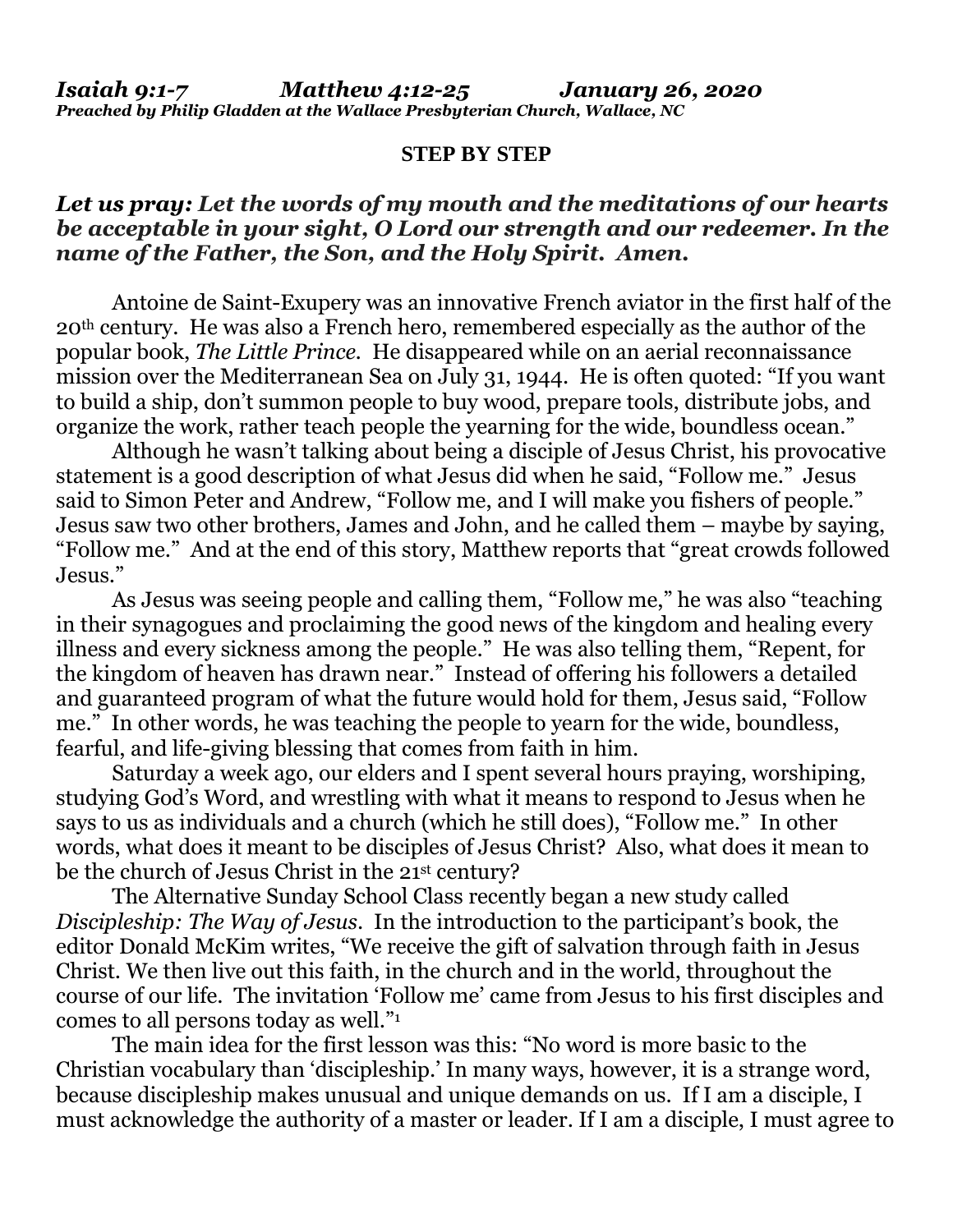***Isaiah 9:1-7 Matthew 4:12-25 January 26, 2020***
***Preached by Philip Gladden at the Wallace Presbyterian Church, Wallace, NC***

**STEP BY STEP**

***Let us pray: Let the words of my mouth and the meditations of our hearts be acceptable in your sight, O Lord our strength and our redeemer. In the name of the Father, the Son, and the Holy Spirit. Amen.***

Antoine de Saint-Exupery was an innovative French aviator in the first half of the 20th century. He was also a French hero, remembered especially as the author of the popular book, *The Little Prince*. He disappeared while on an aerial reconnaissance mission over the Mediterranean Sea on July 31, 1944. He is often quoted: "If you want to build a ship, don't summon people to buy wood, prepare tools, distribute jobs, and organize the work, rather teach people the yearning for the wide, boundless ocean."

Although he wasn't talking about being a disciple of Jesus Christ, his provocative statement is a good description of what Jesus did when he said, "Follow me." Jesus said to Simon Peter and Andrew, "Follow me, and I will make you fishers of people." Jesus saw two other brothers, James and John, and he called them – maybe by saying, "Follow me." And at the end of this story, Matthew reports that "great crowds followed Jesus."

As Jesus was seeing people and calling them, "Follow me," he was also "teaching in their synagogues and proclaiming the good news of the kingdom and healing every illness and every sickness among the people." He was also telling them, "Repent, for the kingdom of heaven has drawn near." Instead of offering his followers a detailed and guaranteed program of what the future would hold for them, Jesus said, "Follow me." In other words, he was teaching the people to yearn for the wide, boundless, fearful, and life-giving blessing that comes from faith in him.

Saturday a week ago, our elders and I spent several hours praying, worshiping, studying God's Word, and wrestling with what it means to respond to Jesus when he says to us as individuals and a church (which he still does), "Follow me." In other words, what does it meant to be disciples of Jesus Christ? Also, what does it mean to be the church of Jesus Christ in the 21st century?

The Alternative Sunday School Class recently began a new study called *Discipleship: The Way of Jesus*. In the introduction to the participant's book, the editor Donald McKim writes, "We receive the gift of salvation through faith in Jesus Christ. We then live out this faith, in the church and in the world, throughout the course of our life. The invitation 'Follow me' came from Jesus to his first disciples and comes to all persons today as well."[1]

The main idea for the first lesson was this: "No word is more basic to the Christian vocabulary than 'discipleship.' In many ways, however, it is a strange word, because discipleship makes unusual and unique demands on us. If I am a disciple, I must acknowledge the authority of a master or leader. If I am a disciple, I must agree to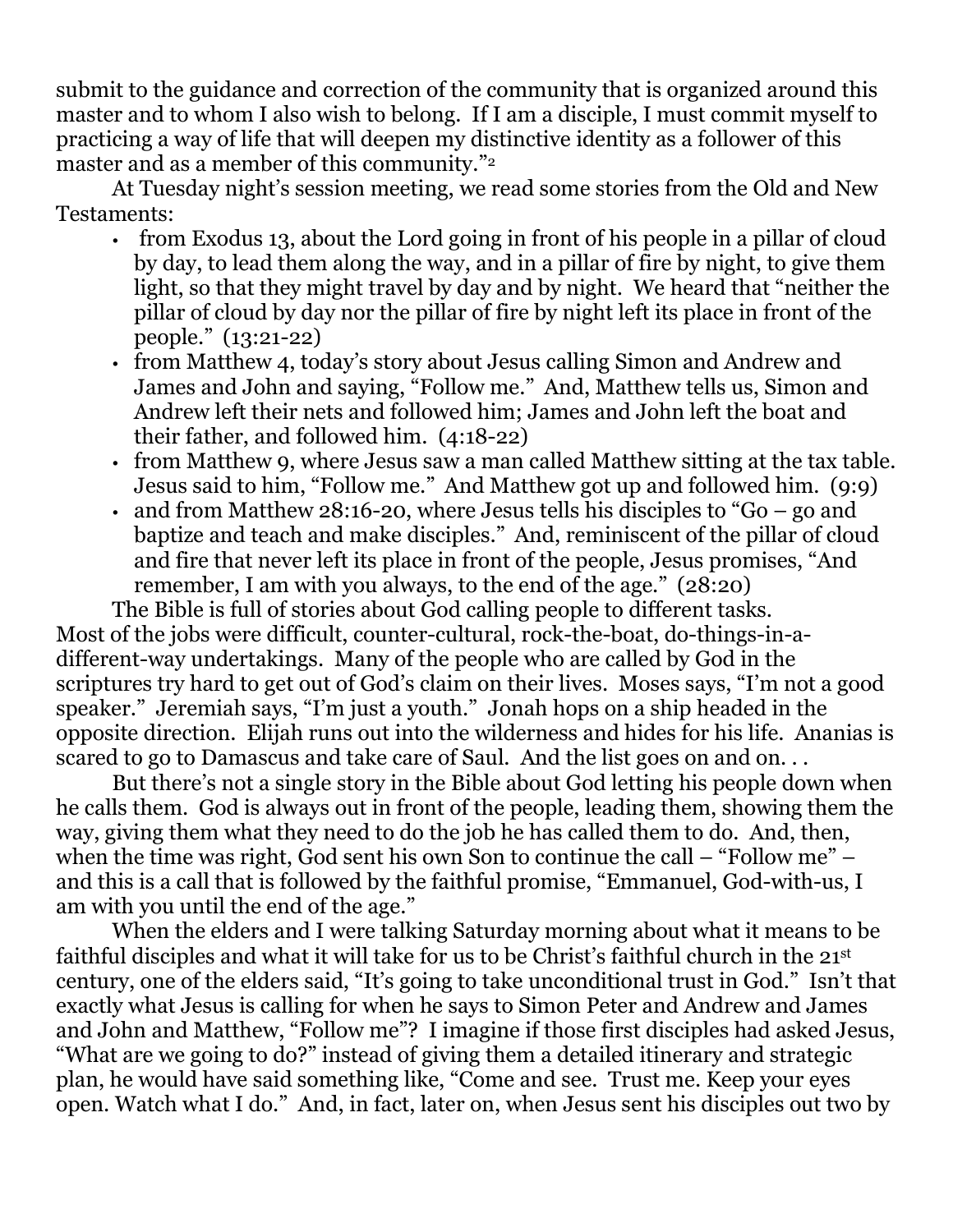submit to the guidance and correction of the community that is organized around this master and to whom I also wish to belong. If I am a disciple, I must commit myself to practicing a way of life that will deepen my distinctive identity as a follower of this master and as a member of this community."[2]

At Tuesday night's session meeting, we read some stories from the Old and New Testaments:

- from Exodus 13, about the Lord going in front of his people in a pillar of cloud by day, to lead them along the way, and in a pillar of fire by night, to give them light, so that they might travel by day and by night. We heard that "neither the pillar of cloud by day nor the pillar of fire by night left its place in front of the people." (13:21-22)
- from Matthew 4, today's story about Jesus calling Simon and Andrew and James and John and saying, "Follow me." And, Matthew tells us, Simon and Andrew left their nets and followed him; James and John left the boat and their father, and followed him. (4:18-22)
- from Matthew 9, where Jesus saw a man called Matthew sitting at the tax table. Jesus said to him, "Follow me." And Matthew got up and followed him. (9:9)
- and from Matthew 28:16-20, where Jesus tells his disciples to "Go – go and baptize and teach and make disciples." And, reminiscent of the pillar of cloud and fire that never left its place in front of the people, Jesus promises, "And remember, I am with you always, to the end of the age." (28:20)

The Bible is full of stories about God calling people to different tasks. Most of the jobs were difficult, counter-cultural, rock-the-boat, do-things-in-a-different-way undertakings. Many of the people who are called by God in the scriptures try hard to get out of God's claim on their lives. Moses says, "I'm not a good speaker." Jeremiah says, "I'm just a youth." Jonah hops on a ship headed in the opposite direction. Elijah runs out into the wilderness and hides for his life. Ananias is scared to go to Damascus and take care of Saul. And the list goes on and on. . .

But there's not a single story in the Bible about God letting his people down when he calls them. God is always out in front of the people, leading them, showing them the way, giving them what they need to do the job he has called them to do. And, then, when the time was right, God sent his own Son to continue the call – "Follow me" – and this is a call that is followed by the faithful promise, "Emmanuel, God-with-us, I am with you until the end of the age."

When the elders and I were talking Saturday morning about what it means to be faithful disciples and what it will take for us to be Christ's faithful church in the 21st century, one of the elders said, "It's going to take unconditional trust in God." Isn't that exactly what Jesus is calling for when he says to Simon Peter and Andrew and James and John and Matthew, "Follow me"? I imagine if those first disciples had asked Jesus, "What are we going to do?" instead of giving them a detailed itinerary and strategic plan, he would have said something like, "Come and see. Trust me. Keep your eyes open. Watch what I do." And, in fact, later on, when Jesus sent his disciples out two by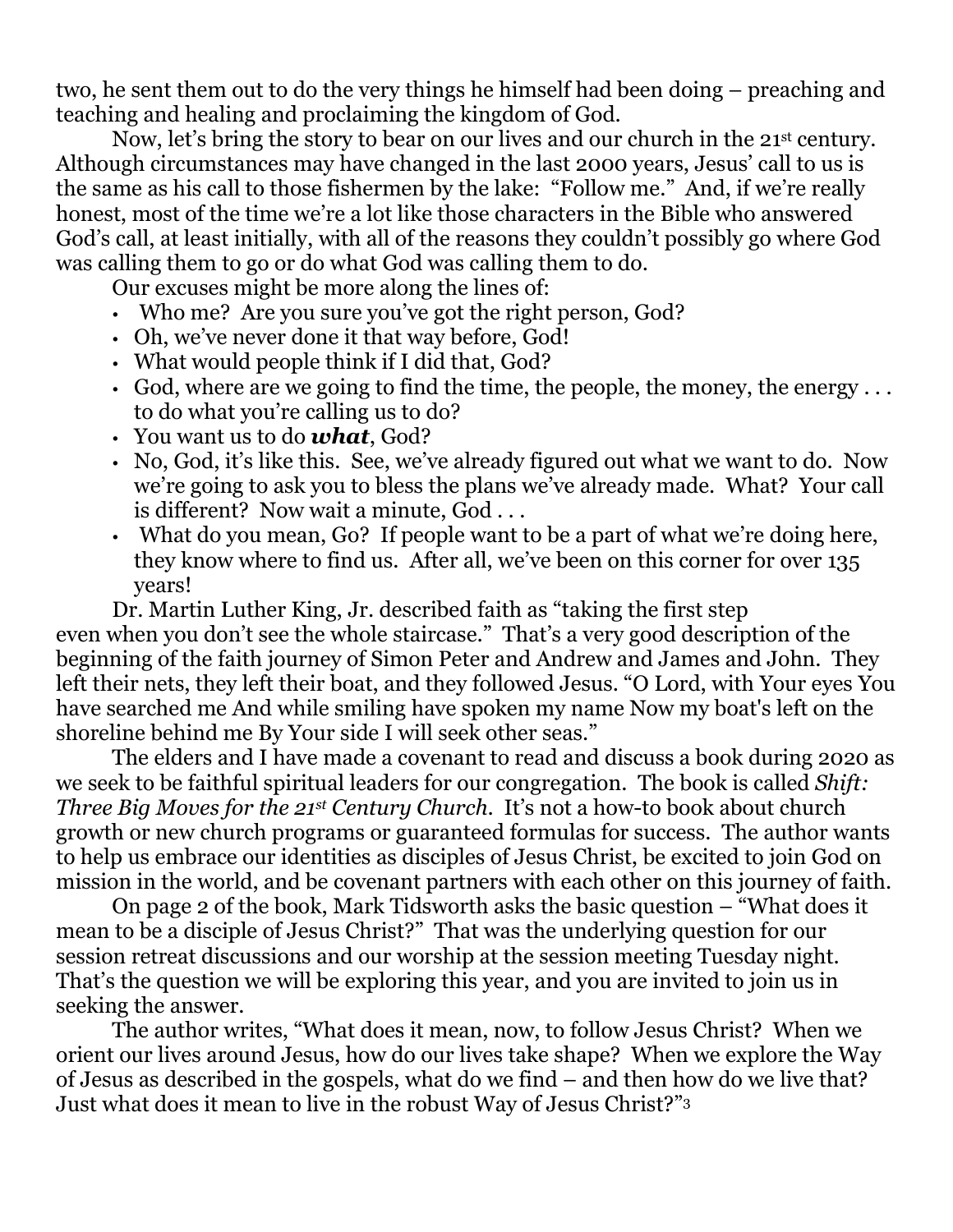two, he sent them out to do the very things he himself had been doing – preaching and teaching and healing and proclaiming the kingdom of God.

Now, let's bring the story to bear on our lives and our church in the 21st century. Although circumstances may have changed in the last 2000 years, Jesus' call to us is the same as his call to those fishermen by the lake: "Follow me." And, if we're really honest, most of the time we're a lot like those characters in the Bible who answered God's call, at least initially, with all of the reasons they couldn't possibly go where God was calling them to go or do what God was calling them to do.

Our excuses might be more along the lines of:

- Who me? Are you sure you've got the right person, God?
- Oh, we've never done it that way before, God!
- What would people think if I did that, God?
- God, where are we going to find the time, the people, the money, the energy . . . to do what you're calling us to do?
- You want us to do ***what***, God?
- No, God, it's like this. See, we've already figured out what we want to do. Now we're going to ask you to bless the plans we've already made. What? Your call is different? Now wait a minute, God . . .
- What do you mean, Go? If people want to be a part of what we're doing here, they know where to find us. After all, we've been on this corner for over 135 years!

Dr. Martin Luther King, Jr. described faith as "taking the first step even when you don't see the whole staircase." That's a very good description of the beginning of the faith journey of Simon Peter and Andrew and James and John. They left their nets, they left their boat, and they followed Jesus. "O Lord, with Your eyes You have searched me And while smiling have spoken my name Now my boat's left on the shoreline behind me By Your side I will seek other seas."

The elders and I have made a covenant to read and discuss a book during 2020 as we seek to be faithful spiritual leaders for our congregation. The book is called *Shift: Three Big Moves for the 21st Century Church.* It's not a how-to book about church growth or new church programs or guaranteed formulas for success. The author wants to help us embrace our identities as disciples of Jesus Christ, be excited to join God on mission in the world, and be covenant partners with each other on this journey of faith.

On page 2 of the book, Mark Tidsworth asks the basic question – "What does it mean to be a disciple of Jesus Christ?" That was the underlying question for our session retreat discussions and our worship at the session meeting Tuesday night. That's the question we will be exploring this year, and you are invited to join us in seeking the answer.

The author writes, "What does it mean, now, to follow Jesus Christ? When we orient our lives around Jesus, how do our lives take shape? When we explore the Way of Jesus as described in the gospels, what do we find – and then how do we live that? Just what does it mean to live in the robust Way of Jesus Christ?"[3]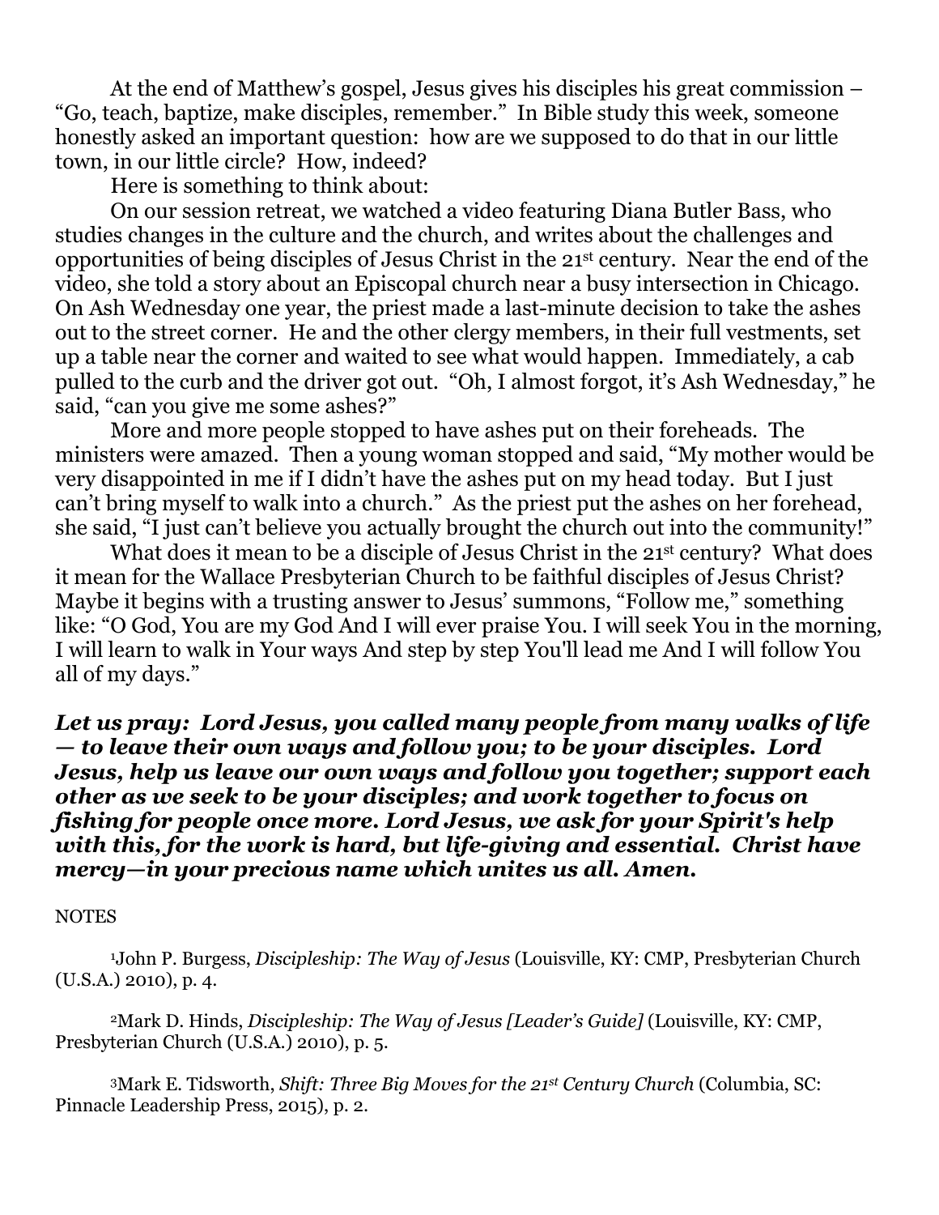At the end of Matthew's gospel, Jesus gives his disciples his great commission – "Go, teach, baptize, make disciples, remember." In Bible study this week, someone honestly asked an important question: how are we supposed to do that in our little town, in our little circle? How, indeed?

Here is something to think about:

On our session retreat, we watched a video featuring Diana Butler Bass, who studies changes in the culture and the church, and writes about the challenges and opportunities of being disciples of Jesus Christ in the 21st century. Near the end of the video, she told a story about an Episcopal church near a busy intersection in Chicago. On Ash Wednesday one year, the priest made a last-minute decision to take the ashes out to the street corner. He and the other clergy members, in their full vestments, set up a table near the corner and waited to see what would happen. Immediately, a cab pulled to the curb and the driver got out. "Oh, I almost forgot, it's Ash Wednesday," he said, "can you give me some ashes?"

More and more people stopped to have ashes put on their foreheads. The ministers were amazed. Then a young woman stopped and said, "My mother would be very disappointed in me if I didn't have the ashes put on my head today. But I just can't bring myself to walk into a church." As the priest put the ashes on her forehead, she said, "I just can't believe you actually brought the church out into the community!"

What does it mean to be a disciple of Jesus Christ in the 21st century? What does it mean for the Wallace Presbyterian Church to be faithful disciples of Jesus Christ? Maybe it begins with a trusting answer to Jesus' summons, "Follow me," something like: "O God, You are my God And I will ever praise You. I will seek You in the morning, I will learn to walk in Your ways And step by step You'll lead me And I will follow You all of my days."

***Let us pray: Lord Jesus, you called many people from many walks of life — to leave their own ways and follow you; to be your disciples. Lord Jesus, help us leave our own ways and follow you together; support each other as we seek to be your disciples; and work together to focus on fishing for people once more. Lord Jesus, we ask for your Spirit's help with this, for the work is hard, but life-giving and essential. Christ have mercy—in your precious name which unites us all. Amen.***

NOTES

[1]John P. Burgess, *Discipleship: The Way of Jesus* (Louisville, KY: CMP, Presbyterian Church (U.S.A.) 2010), p. 4.

[2]Mark D. Hinds, *Discipleship: The Way of Jesus [Leader's Guide]* (Louisville, KY: CMP, Presbyterian Church (U.S.A.) 2010), p. 5.

[3]Mark E. Tidsworth, *Shift: Three Big Moves for the 21st Century Church* (Columbia, SC: Pinnacle Leadership Press, 2015), p. 2.